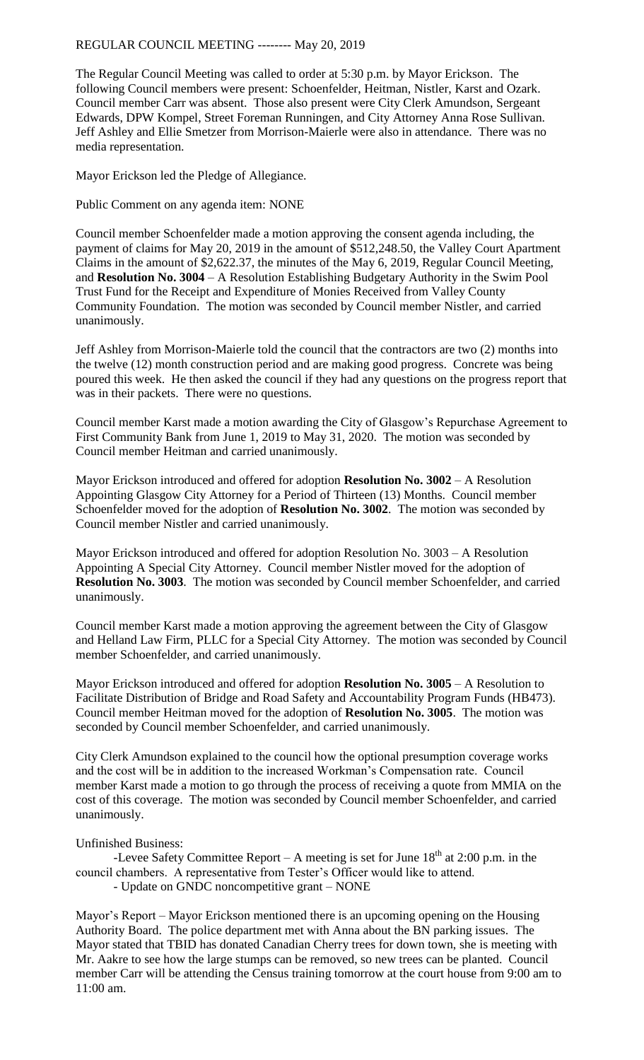REGULAR COUNCIL MEETING -------- May 20, 2019

The Regular Council Meeting was called to order at 5:30 p.m. by Mayor Erickson. The following Council members were present: Schoenfelder, Heitman, Nistler, Karst and Ozark. Council member Carr was absent. Those also present were City Clerk Amundson, Sergeant Edwards, DPW Kompel, Street Foreman Runningen, and City Attorney Anna Rose Sullivan. Jeff Ashley and Ellie Smetzer from Morrison-Maierle were also in attendance. There was no media representation.

Mayor Erickson led the Pledge of Allegiance.

Public Comment on any agenda item: NONE

Council member Schoenfelder made a motion approving the consent agenda including, the payment of claims for May 20, 2019 in the amount of $512,248.50, the Valley Court Apartment Claims in the amount of $2,622.37, the minutes of the May 6, 2019, Regular Council Meeting, and **Resolution No. 3004** – A Resolution Establishing Budgetary Authority in the Swim Pool Trust Fund for the Receipt and Expenditure of Monies Received from Valley County Community Foundation. The motion was seconded by Council member Nistler, and carried unanimously.

Jeff Ashley from Morrison-Maierle told the council that the contractors are two (2) months into the twelve (12) month construction period and are making good progress. Concrete was being poured this week. He then asked the council if they had any questions on the progress report that was in their packets. There were no questions.

Council member Karst made a motion awarding the City of Glasgow's Repurchase Agreement to First Community Bank from June 1, 2019 to May 31, 2020. The motion was seconded by Council member Heitman and carried unanimously.

Mayor Erickson introduced and offered for adoption **Resolution No. 3002** – A Resolution Appointing Glasgow City Attorney for a Period of Thirteen (13) Months. Council member Schoenfelder moved for the adoption of **Resolution No. 3002**. The motion was seconded by Council member Nistler and carried unanimously.

Mayor Erickson introduced and offered for adoption Resolution No. 3003 – A Resolution Appointing A Special City Attorney. Council member Nistler moved for the adoption of **Resolution No. 3003**. The motion was seconded by Council member Schoenfelder, and carried unanimously.

Council member Karst made a motion approving the agreement between the City of Glasgow and Helland Law Firm, PLLC for a Special City Attorney. The motion was seconded by Council member Schoenfelder, and carried unanimously.

Mayor Erickson introduced and offered for adoption **Resolution No. 3005** – A Resolution to Facilitate Distribution of Bridge and Road Safety and Accountability Program Funds (HB473). Council member Heitman moved for the adoption of **Resolution No. 3005**. The motion was seconded by Council member Schoenfelder, and carried unanimously.

City Clerk Amundson explained to the council how the optional presumption coverage works and the cost will be in addition to the increased Workman's Compensation rate. Council member Karst made a motion to go through the process of receiving a quote from MMIA on the cost of this coverage. The motion was seconded by Council member Schoenfelder, and carried unanimously.

Unfinished Business:

-Levee Safety Committee Report – A meeting is set for June 18th at 2:00 p.m. in the council chambers. A representative from Tester's Officer would like to attend.

- Update on GNDC noncompetitive grant – NONE

Mayor's Report – Mayor Erickson mentioned there is an upcoming opening on the Housing Authority Board. The police department met with Anna about the BN parking issues. The Mayor stated that TBID has donated Canadian Cherry trees for down town, she is meeting with Mr. Aakre to see how the large stumps can be removed, so new trees can be planted. Council member Carr will be attending the Census training tomorrow at the court house from 9:00 am to 11:00 am.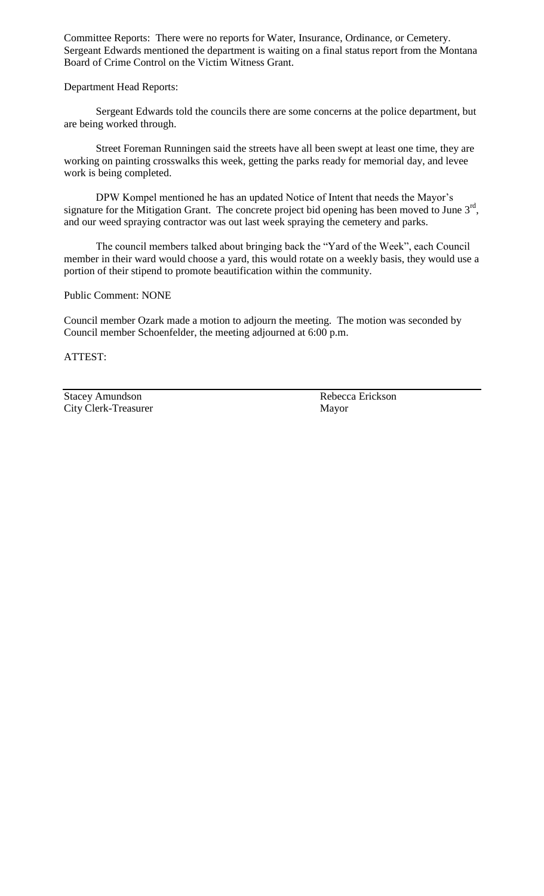Committee Reports: There were no reports for Water, Insurance, Ordinance, or Cemetery. Sergeant Edwards mentioned the department is waiting on a final status report from the Montana Board of Crime Control on the Victim Witness Grant.

Department Head Reports:

Sergeant Edwards told the councils there are some concerns at the police department, but are being worked through.

Street Foreman Runningen said the streets have all been swept at least one time, they are working on painting crosswalks this week, getting the parks ready for memorial day, and levee work is being completed.

DPW Kompel mentioned he has an updated Notice of Intent that needs the Mayor's signature for the Mitigation Grant. The concrete project bid opening has been moved to June 3rd, and our weed spraying contractor was out last week spraying the cemetery and parks.

The council members talked about bringing back the "Yard of the Week", each Council member in their ward would choose a yard, this would rotate on a weekly basis, they would use a portion of their stipend to promote beautification within the community.

Public Comment: NONE

Council member Ozark made a motion to adjourn the meeting. The motion was seconded by Council member Schoenfelder, the meeting adjourned at 6:00 p.m.

ATTEST:

Stacey Amundson
City Clerk-Treasurer

Rebecca Erickson
Mayor